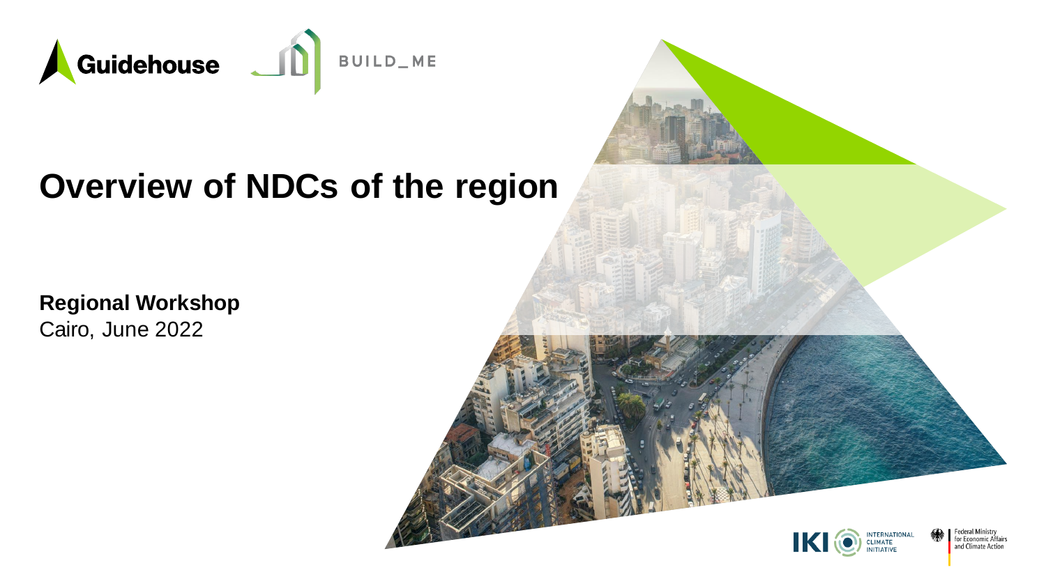Guidehouse

BUILD_ME

# Overview of NDCs of the region

**Regional Workshop**
Cairo, June 2022

IKI INTERNATIONAL CLIMATE INITIATIVE

Federal Ministry for Economic Affairs and Climate Action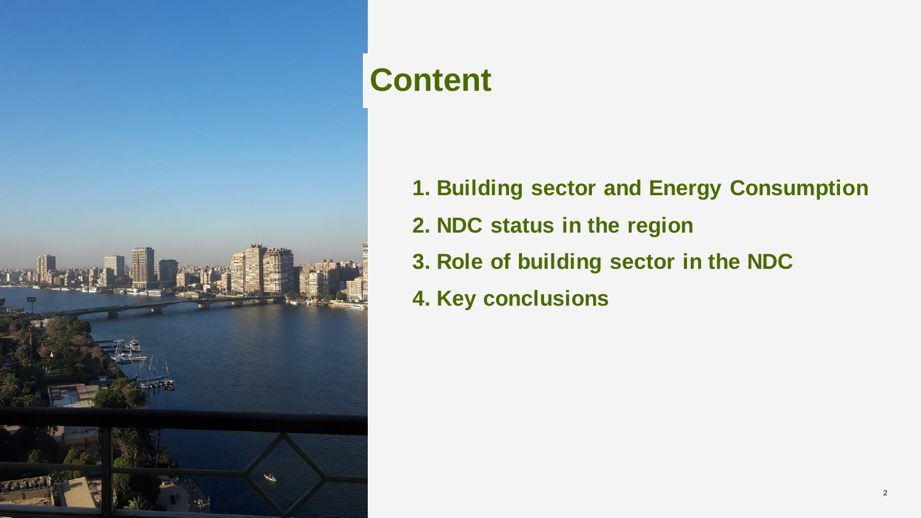# Content

1. **Building sector and Energy Consumption**
2. **NDC status in the region**
3. **Role of building sector in the NDC**
4. **Key conclusions**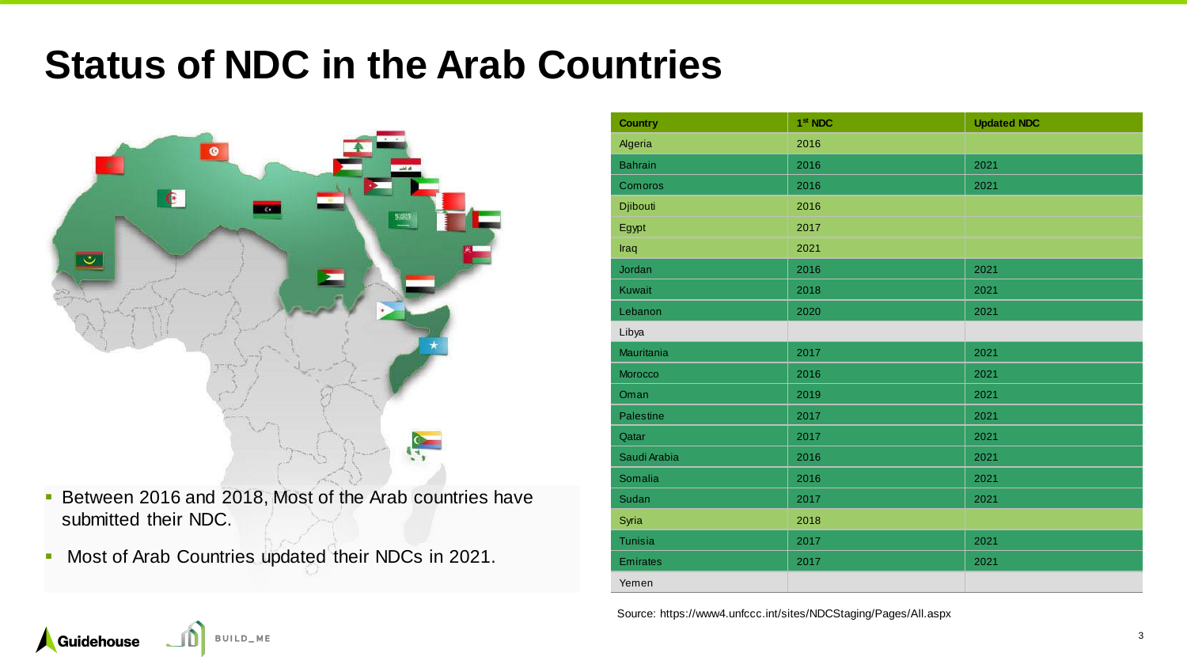# Status of NDC in the Arab Countries

- Between 2016 and 2018, Most of the Arab countries have submitted their NDC.
- Most of Arab Countries updated their NDCs in 2021.

| Country | 1st NDC | Updated NDC |
| --- | --- | --- |
| Algeria | 2016 | |
| Bahrain | 2016 | 2021 |
| Comoros | 2016 | 2021 |
| Djibouti | 2016 | |
| Egypt | 2017 | |
| Iraq | 2021 | |
| Jordan | 2016 | 2021 |
| Kuwait | 2018 | 2021 |
| Lebanon | 2020 | 2021 |
| Libya | | |
| Mauritania | 2017 | 2021 |
| Morocco | 2016 | 2021 |
| Oman | 2019 | 2021 |
| Palestine | 2017 | 2021 |
| Qatar | 2017 | 2021 |
| Saudi Arabia | 2016 | 2021 |
| Somalia | 2016 | 2021 |
| Sudan | 2017 | 2021 |
| Syria | 2018 | |
| Tunisia | 2017 | 2021 |
| Emirates | 2017 | 2021 |
| Yemen | | |

Source: https://www4.unfccc.int/sites/NDCStaging/Pages/All.aspx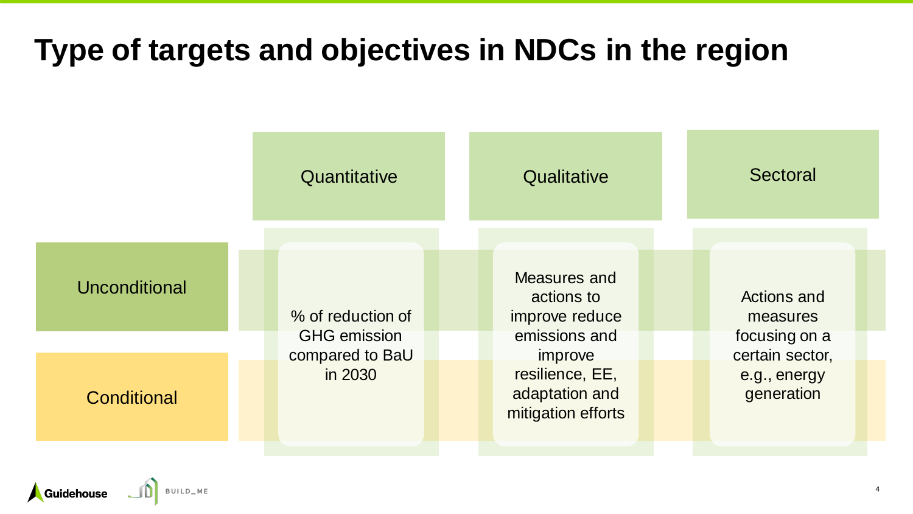# Type of targets and objectives in NDCs in the region

| | Quantitative | Qualitative | Sectoral |
|---|---|---|---|
| Unconditional | % of reduction of GHG emission compared to BaU in 2030 | Measures and actions to improve reduce emissions and improve resilience, EE, adaptation and mitigation efforts | Actions and measures focusing on a certain sector, e.g., energy generation |
| Conditional | | | |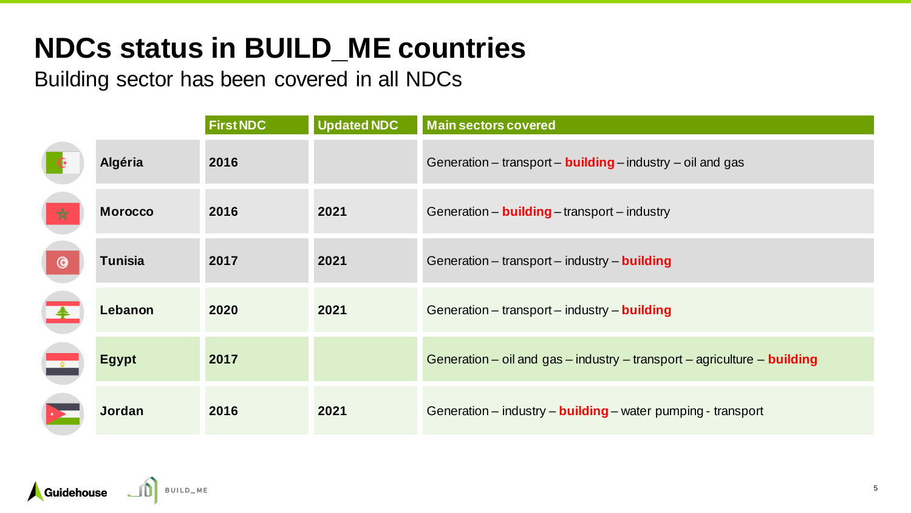# NDCs status in BUILD_ME countries

Building sector has been covered in all NDCs

| | First NDC | Updated NDC | Main sectors covered |
|---|---|---|---|
| **Algéria** | **2016** | | Generation – transport – **building** – industry – oil and gas |
| **Morocco** | **2016** | **2021** | Generation – **building** – transport – industry |
| **Tunisia** | **2017** | **2021** | Generation – transport – industry – **building** |
| **Lebanon** | **2020** | **2021** | Generation – transport – industry – **building** |
| **Egypt** | **2017** | | Generation – oil and gas – industry – transport – agriculture – **building** |
| **Jordan** | **2016** | **2021** | Generation – industry – **building** – water pumping - transport |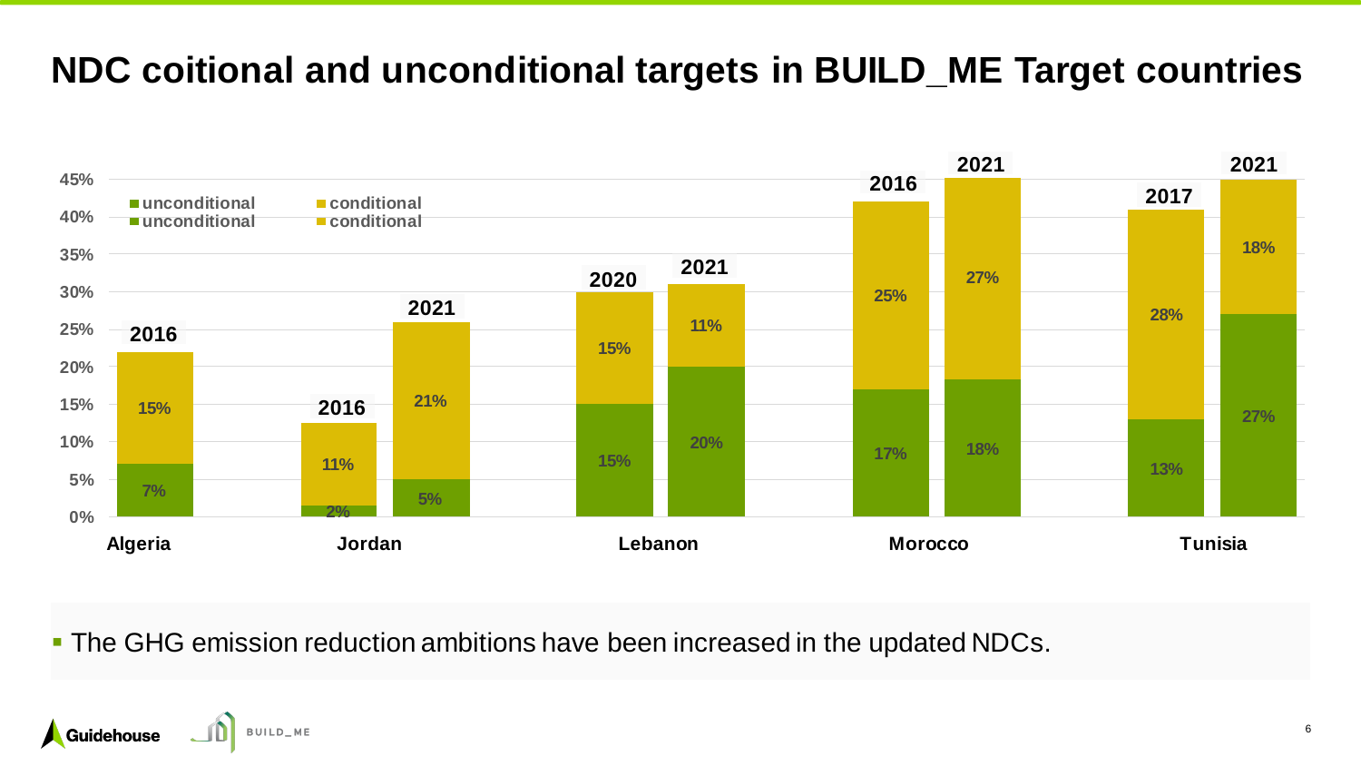# NDC coitional and unconditional targets in BUILD_ME Target countries

| Country | Year | unconditional | conditional |
| --- | --- | --- | --- |
| Algeria | 2016 | 7% | 15% |
| Jordan | 2016 | 2% | 11% |
| Jordan | 2021 | 5% | 21% |
| Lebanon | 2020 | 15% | 15% |
| Lebanon | 2021 | 20% | 11% |
| Morocco | 2016 | 17% | 25% |
| Morocco | 2021 | 18% | 27% |
| Tunisia | 2017 | 13% | 28% |
| Tunisia | 2021 | 27% | 18% |

- The GHG emission reduction ambitions have been increased in the updated NDCs.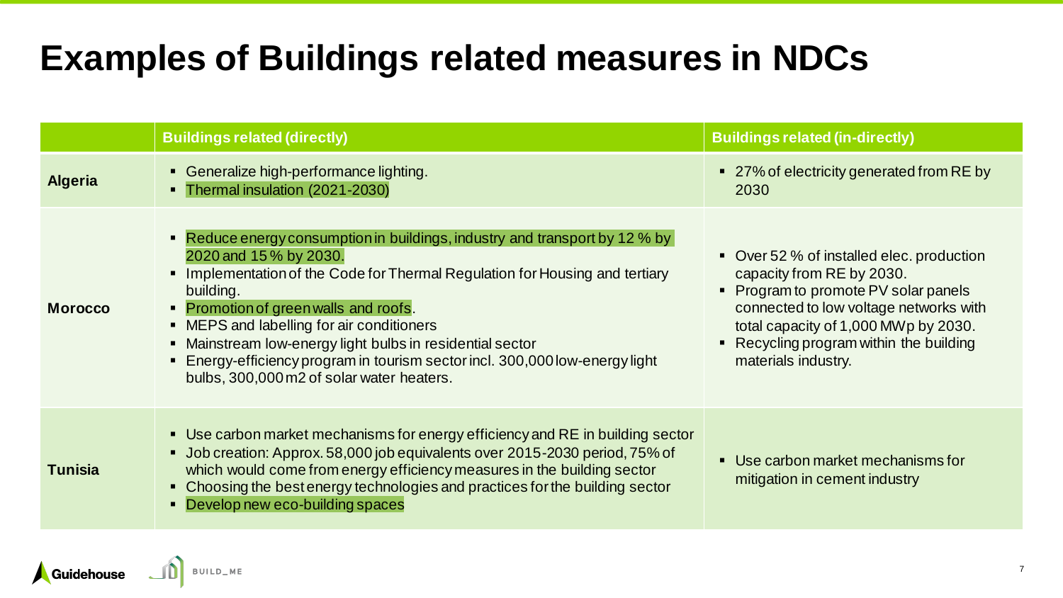# Examples of Buildings related measures in NDCs

| | Buildings related (directly) | Buildings related (in-directly) |
|---|---|---|
| **Algeria** | ▪ Generalize high-performance lighting.<br>▪ Thermal insulation (2021-2030) | ▪ 27% of electricity generated from RE by 2030 |
| **Morocco** | ▪ Reduce energy consumption in buildings, industry and transport by 12 % by 2020 and 15 % by 2030.<br>▪ Implementation of the Code for Thermal Regulation for Housing and tertiary building.<br>▪ Promotion of green walls and roofs.<br>▪ MEPS and labelling for air conditioners<br>▪ Mainstream low-energy light bulbs in residential sector<br>▪ Energy-efficiency program in tourism sector incl. 300,000 low-energy light bulbs, 300,000 m2 of solar water heaters. | ▪ Over 52 % of installed elec. production capacity from RE by 2030.<br>▪ Program to promote PV solar panels connected to low voltage networks with total capacity of 1,000 MWp by 2030.<br>▪ Recycling program within the building materials industry. |
| **Tunisia** | ▪ Use carbon market mechanisms for energy efficiency and RE in building sector<br>▪ Job creation: Approx. 58,000 job equivalents over 2015-2030 period, 75% of which would come from energy efficiency measures in the building sector<br>▪ Choosing the best energy technologies and practices for the building sector<br>▪ Develop new eco-building spaces | ▪ Use carbon market mechanisms for mitigation in cement industry |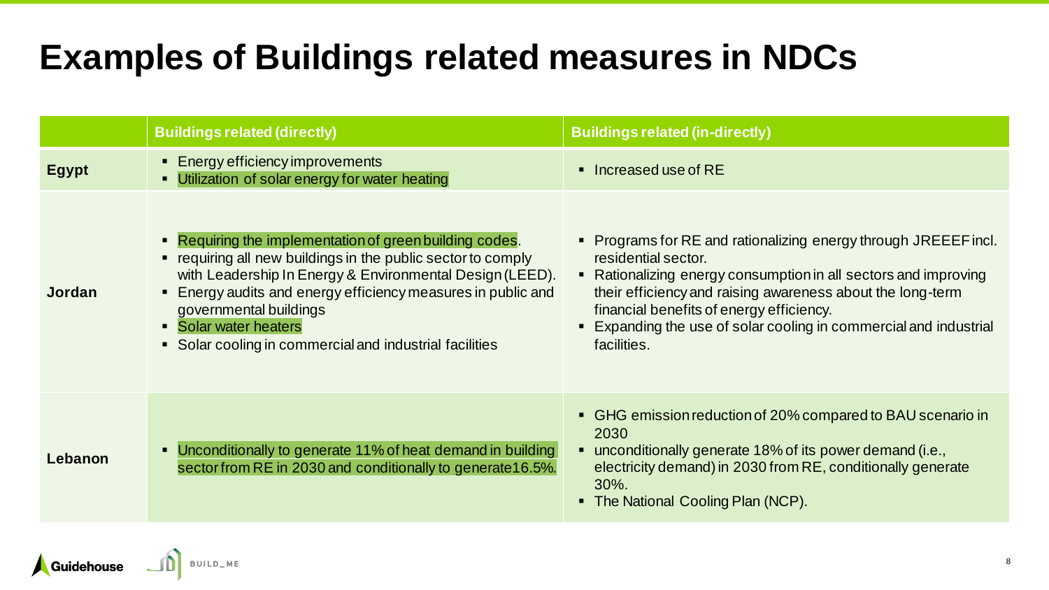# Examples of Buildings related measures in NDCs

|  | Buildings related (directly) | Buildings related (in-directly) |
| --- | --- | --- |
| **Egypt** | ▪ Energy efficiency improvements<br>▪ Utilization of solar energy for water heating | ▪ Increased use of RE |
| **Jordan** | ▪ Requiring the implementation of green building codes.<br>▪ requiring all new buildings in the public sector to comply with Leadership In Energy & Environmental Design (LEED).<br>▪ Energy audits and energy efficiency measures in public and governmental buildings<br>▪ Solar water heaters<br>▪ Solar cooling in commercial and industrial facilities | ▪ Programs for RE and rationalizing energy through JREEEF incl. residential sector.<br>▪ Rationalizing energy consumption in all sectors and improving their efficiency and raising awareness about the long-term financial benefits of energy efficiency.<br>▪ Expanding the use of solar cooling in commercial and industrial facilities. |
| **Lebanon** | ▪ Unconditionally to generate 11% of heat demand in building sector from RE in 2030 and conditionally to generate16.5%. | ▪ GHG emission reduction of 20% compared to BAU scenario in 2030<br>▪ unconditionally generate 18% of its power demand (i.e., electricity demand) in 2030 from RE, conditionally generate 30%.<br>▪ The National Cooling Plan (NCP). |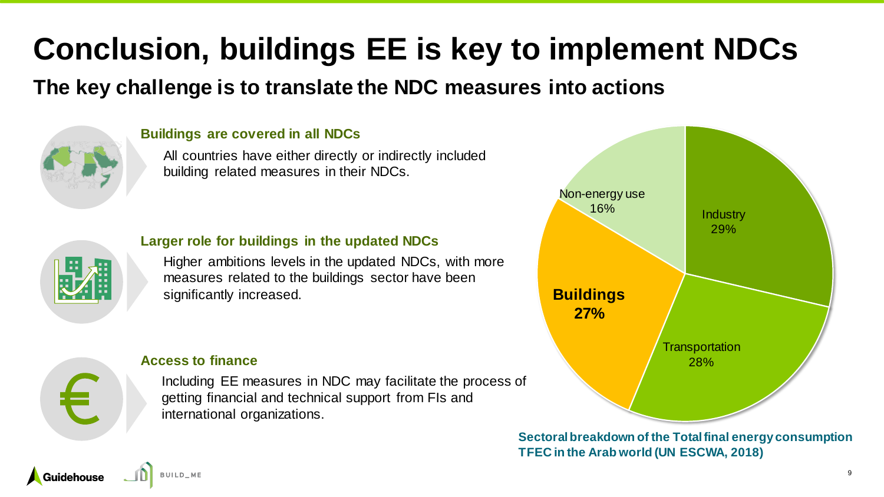# Conclusion, buildings EE is key to implement NDCs

## The key challenge is to translate the NDC measures into actions

### Buildings are covered in all NDCs

All countries have either directly or indirectly included building related measures in their NDCs.

### Larger role for buildings in the updated NDCs

Higher ambitions levels in the updated NDCs, with more measures related to the buildings sector have been significantly increased.

### Access to finance

Including EE measures in NDC may facilitate the process of getting financial and technical support from FIs and international organizations.

| Sector | Share |
| --- | --- |
| Industry | 29% |
| Transportation | 28% |
| **Buildings** | **27%** |
| Non-energy use | 16% |

**Sectoral breakdown of the Total final energy consumption TFEC in the Arab world (UN ESCWA, 2018)**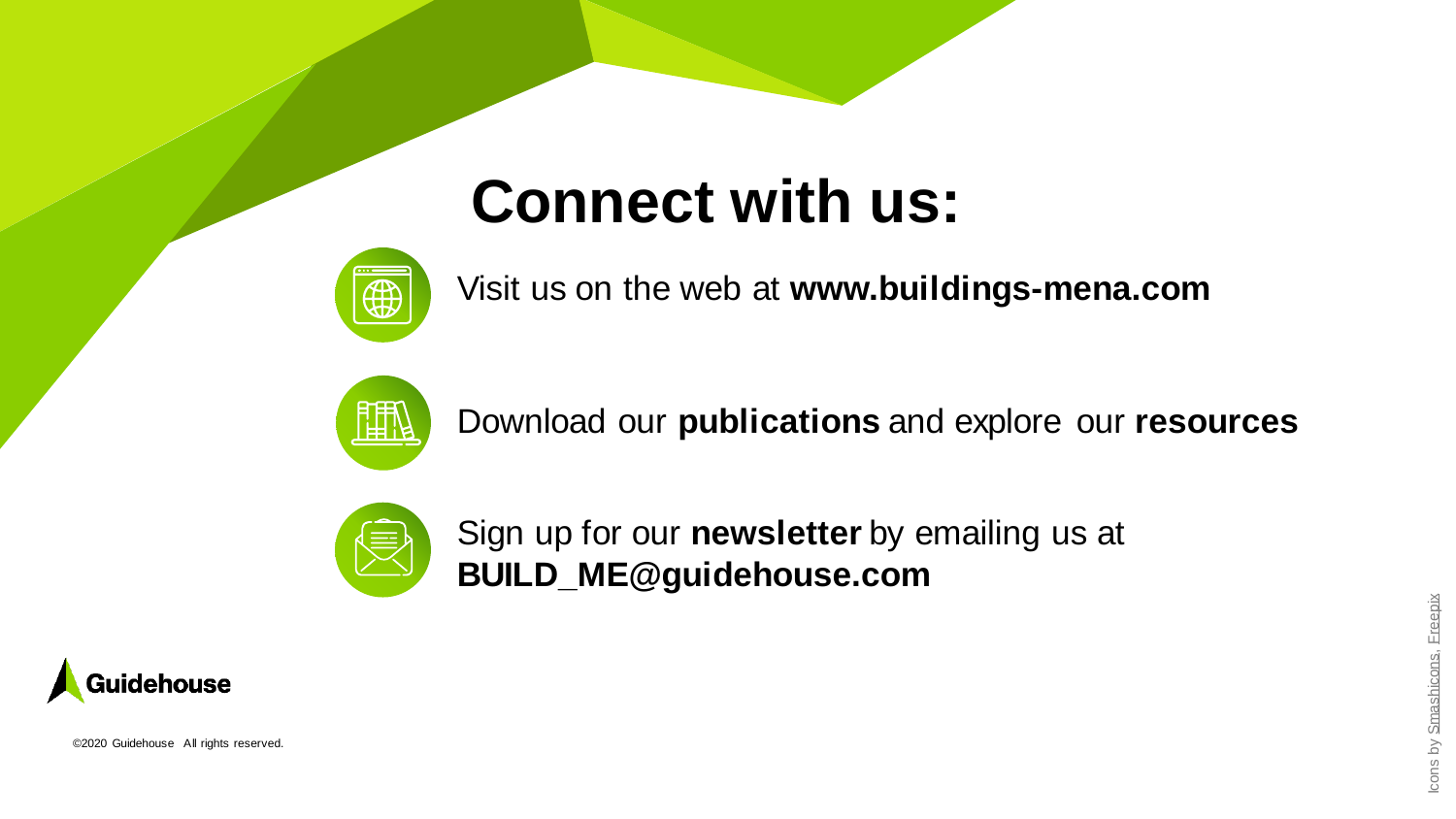# Connect with us:

Visit us on the web at **www.buildings-mena.com**

Download our **publications** and explore our **resources**

Sign up for our **newsletter** by emailing us at **BUILD_ME@guidehouse.com**

Guidehouse

©2020 Guidehouse All rights reserved.

Icons by Smashicons, Freepix